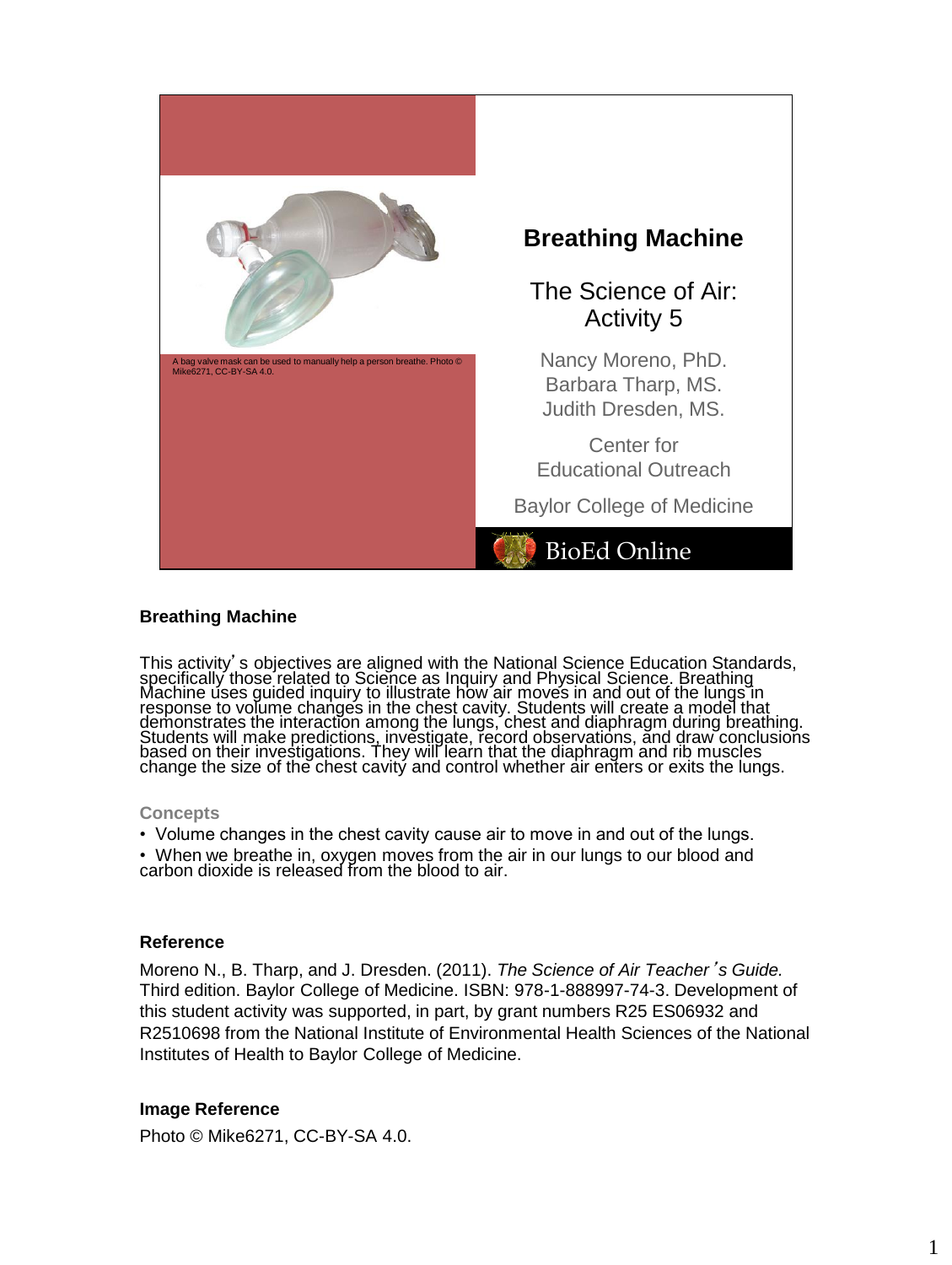A bag valve mask can be used to manually help a person breathe. Photo © Mike6271, CC-BY-SA 4.0.

# Breathing Machine

## The Science of Air: Activity 5

Nancy Moreno, PhD.
Barbara Tharp, MS.
Judith Dresden, MS.

Center for Educational Outreach

Baylor College of Medicine

BioEd Online

### Breathing Machine

This activity's objectives are aligned with the National Science Education Standards, specifically those related to Science as Inquiry and Physical Science. Breathing Machine uses guided inquiry to illustrate how air moves in and out of the lungs in response to volume changes in the chest cavity. Students will create a model that demonstrates the interaction among the lungs, chest and diaphragm during breathing. Students will make predictions, investigate, record observations, and draw conclusions based on their investigations. They will learn that the diaphragm and rib muscles change the size of the chest cavity and control whether air enters or exits the lungs.

#### Concepts

- Volume changes in the chest cavity cause air to move in and out of the lungs.
- When we breathe in, oxygen moves from the air in our lungs to our blood and carbon dioxide is released from the blood to air.

### Reference

Moreno N., B. Tharp, and J. Dresden. (2011). *The Science of Air Teacher's Guide.* Third edition. Baylor College of Medicine. ISBN: 978-1-888997-74-3. Development of this student activity was supported, in part, by grant numbers R25 ES06932 and R2510698 from the National Institute of Environmental Health Sciences of the National Institutes of Health to Baylor College of Medicine.

### Image Reference

Photo © Mike6271, CC-BY-SA 4.0.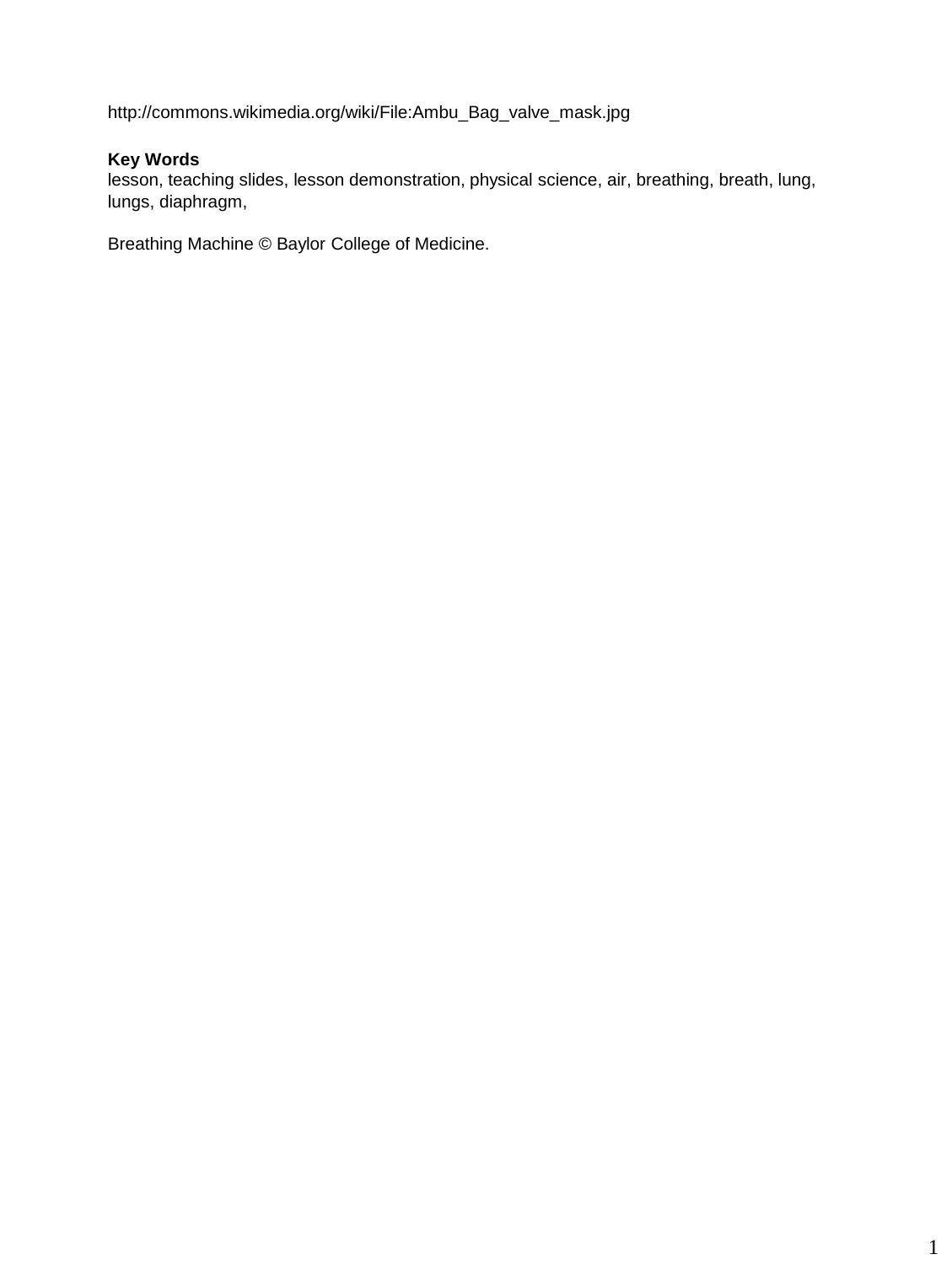http://commons.wikimedia.org/wiki/File:Ambu_Bag_valve_mask.jpg

**Key Words**
lesson, teaching slides, lesson demonstration, physical science, air, breathing, breath, lung, lungs, diaphragm,

Breathing Machine © Baylor College of Medicine.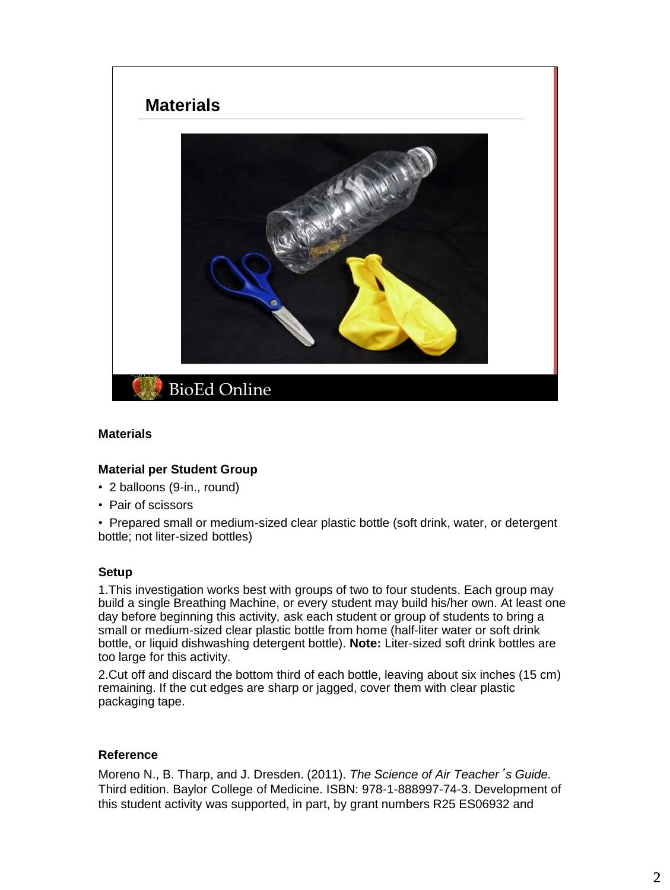## Materials

### Material per Student Group

- 2 balloons (9-in., round)
- Pair of scissors
- Prepared small or medium-sized clear plastic bottle (soft drink, water, or detergent bottle; not liter-sized bottles)

### Setup

1. This investigation works best with groups of two to four students. Each group may build a single Breathing Machine, or every student may build his/her own. At least one day before beginning this activity, ask each student or group of students to bring a small or medium-sized clear plastic bottle from home (half-liter water or soft drink bottle, or liquid dishwashing detergent bottle). **Note:** Liter-sized soft drink bottles are too large for this activity.
2. Cut off and discard the bottom third of each bottle, leaving about six inches (15 cm) remaining. If the cut edges are sharp or jagged, cover them with clear plastic packaging tape.

### Reference

Moreno N., B. Tharp, and J. Dresden. (2011). *The Science of Air Teacher's Guide.* Third edition. Baylor College of Medicine. ISBN: 978-1-888997-74-3. Development of this student activity was supported, in part, by grant numbers R25 ES06932 and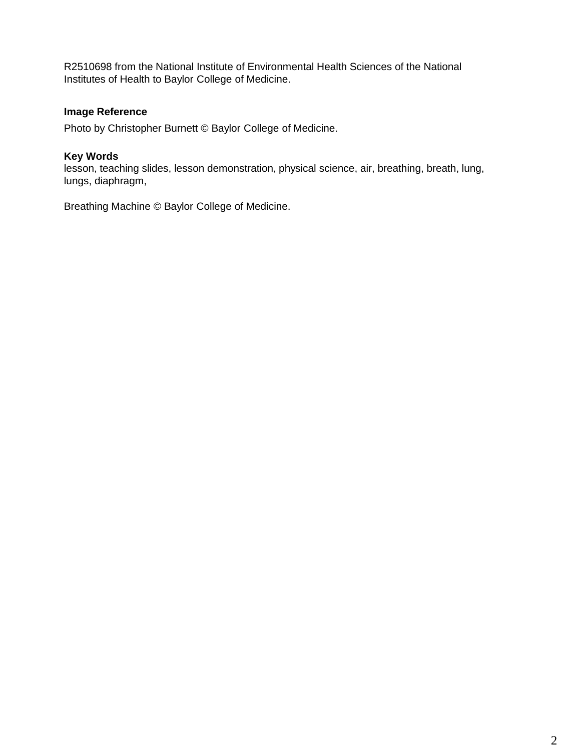R2510698 from the National Institute of Environmental Health Sciences of the National Institutes of Health to Baylor College of Medicine.

**Image Reference**

Photo by Christopher Burnett © Baylor College of Medicine.

**Key Words**

lesson, teaching slides, lesson demonstration, physical science, air, breathing, breath, lung, lungs, diaphragm,

Breathing Machine © Baylor College of Medicine.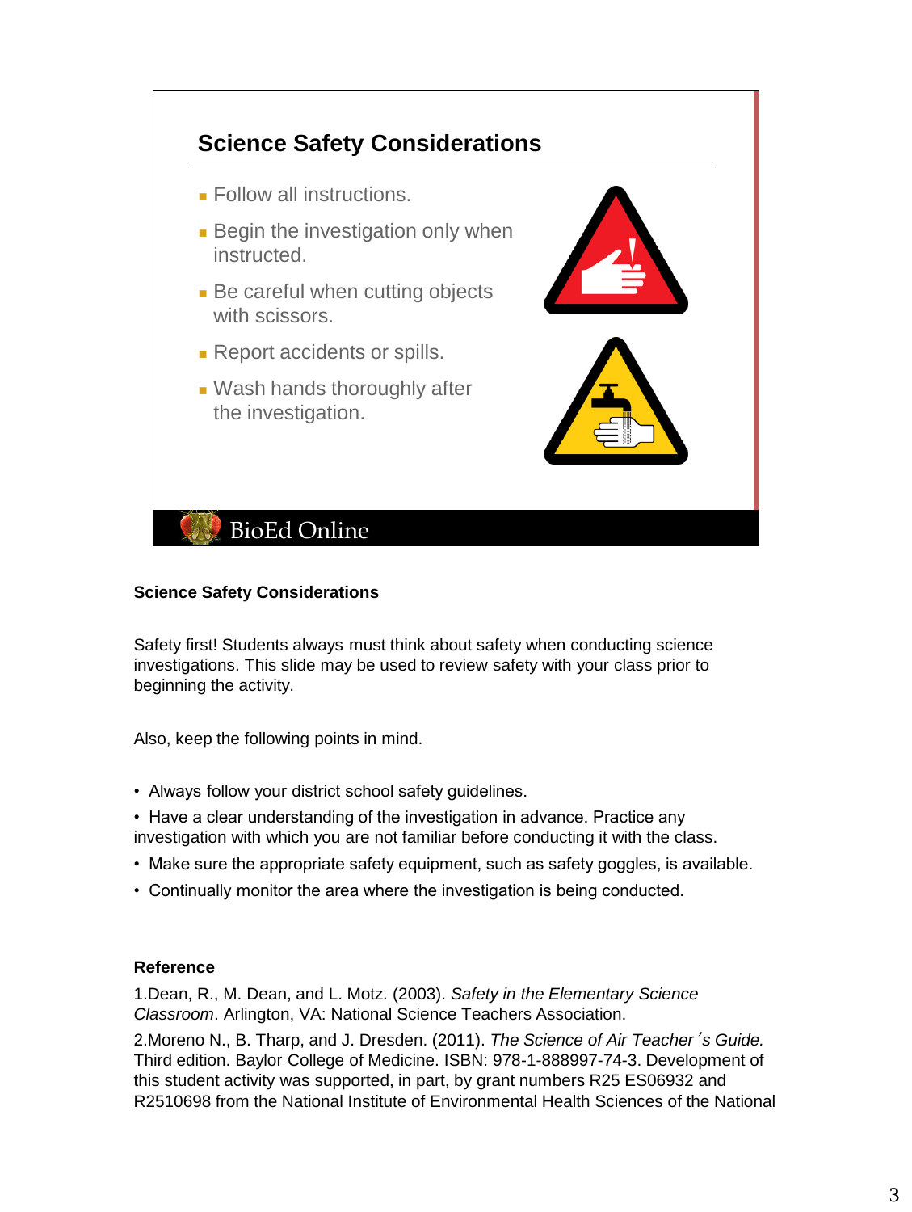## Science Safety Considerations

- Follow all instructions.
- Begin the investigation only when instructed.
- Be careful when cutting objects with scissors.
- Report accidents or spills.
- Wash hands thoroughly after the investigation.

BioEd Online

**Science Safety Considerations**

Safety first! Students always must think about safety when conducting science investigations. This slide may be used to review safety with your class prior to beginning the activity.

Also, keep the following points in mind.

- Always follow your district school safety guidelines.
- Have a clear understanding of the investigation in advance. Practice any investigation with which you are not familiar before conducting it with the class.
- Make sure the appropriate safety equipment, such as safety goggles, is available.
- Continually monitor the area where the investigation is being conducted.

**Reference**

1.Dean, R., M. Dean, and L. Motz. (2003). *Safety in the Elementary Science Classroom*. Arlington, VA: National Science Teachers Association.

2.Moreno N., B. Tharp, and J. Dresden. (2011). *The Science of Air Teacher's Guide.* Third edition. Baylor College of Medicine. ISBN: 978-1-888997-74-3. Development of this student activity was supported, in part, by grant numbers R25 ES06932 and R2510698 from the National Institute of Environmental Health Sciences of the National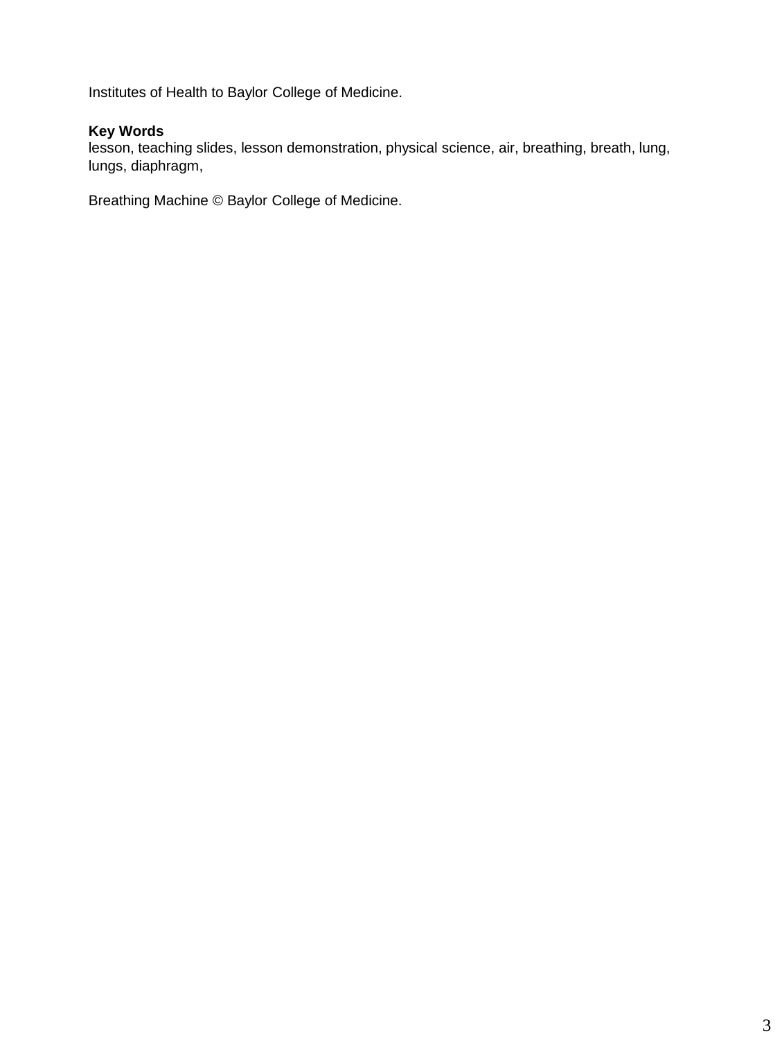Institutes of Health to Baylor College of Medicine.

**Key Words**
lesson, teaching slides, lesson demonstration, physical science, air, breathing, breath, lung, lungs, diaphragm,

Breathing Machine © Baylor College of Medicine.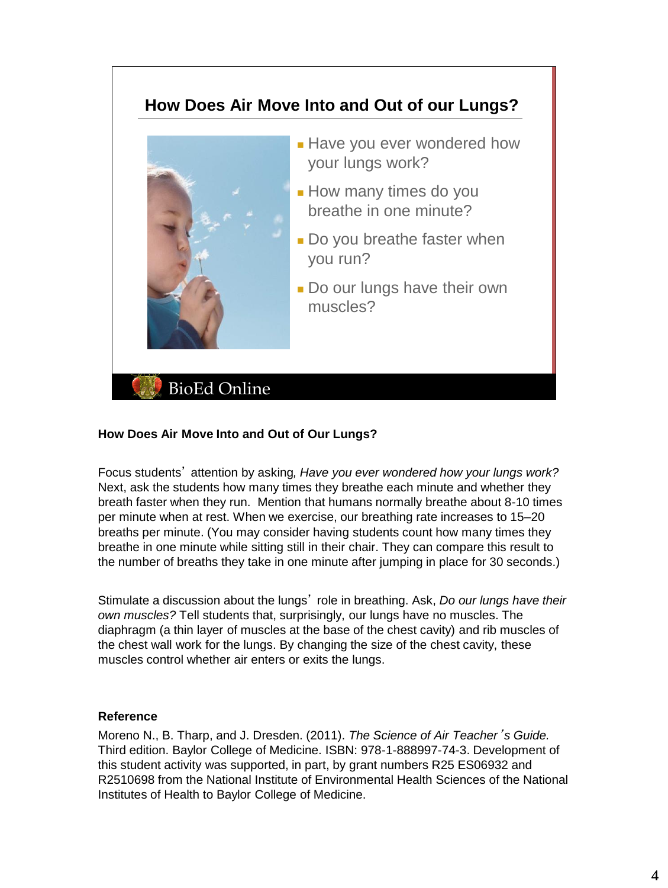## How Does Air Move Into and Out of our Lungs?

- Have you ever wondered how your lungs work?
- How many times do you breathe in one minute?
- Do you breathe faster when you run?
- Do our lungs have their own muscles?

BioEd Online

**How Does Air Move Into and Out of Our Lungs?**

Focus students' attention by asking, *Have you ever wondered how your lungs work?* Next, ask the students how many times they breathe each minute and whether they breath faster when they run. Mention that humans normally breathe about 8-10 times per minute when at rest. When we exercise, our breathing rate increases to 15–20 breaths per minute. (You may consider having students count how many times they breathe in one minute while sitting still in their chair. They can compare this result to the number of breaths they take in one minute after jumping in place for 30 seconds.)

Stimulate a discussion about the lungs' role in breathing. Ask, *Do our lungs have their own muscles?* Tell students that, surprisingly, our lungs have no muscles. The diaphragm (a thin layer of muscles at the base of the chest cavity) and rib muscles of the chest wall work for the lungs. By changing the size of the chest cavity, these muscles control whether air enters or exits the lungs.

**Reference**

Moreno N., B. Tharp, and J. Dresden. (2011). *The Science of Air Teacher's Guide.* Third edition. Baylor College of Medicine. ISBN: 978-1-888997-74-3. Development of this student activity was supported, in part, by grant numbers R25 ES06932 and R2510698 from the National Institute of Environmental Health Sciences of the National Institutes of Health to Baylor College of Medicine.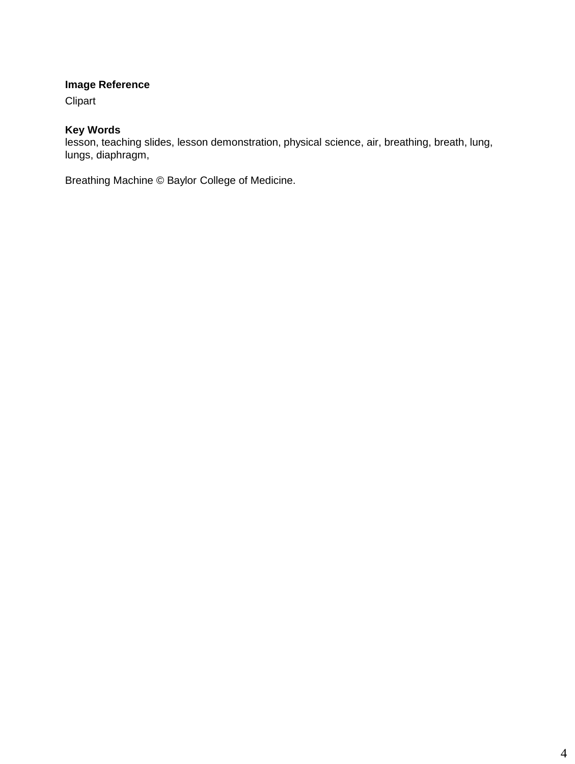**Image Reference**

Clipart

**Key Words**

lesson, teaching slides, lesson demonstration, physical science, air, breathing, breath, lung, lungs, diaphragm,

Breathing Machine © Baylor College of Medicine.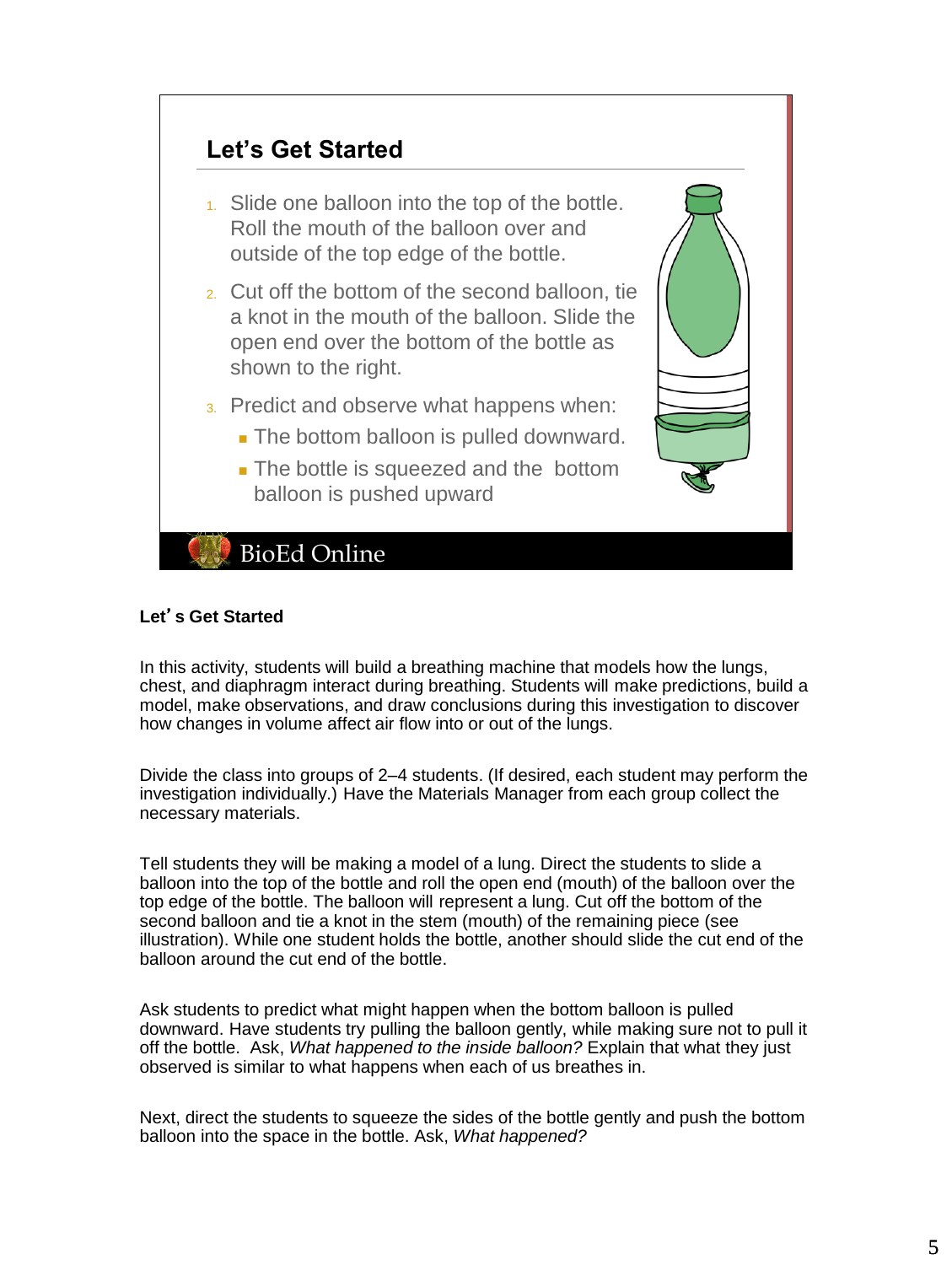## Let's Get Started

1. Slide one balloon into the top of the bottle. Roll the mouth of the balloon over and outside of the top edge of the bottle.
2. Cut off the bottom of the second balloon, tie a knot in the mouth of the balloon. Slide the open end over the bottom of the bottle as shown to the right.
3. Predict and observe what happens when:
   - The bottom balloon is pulled downward.
   - The bottle is squeezed and the bottom balloon is pushed upward

BioEd Online

**Let's Get Started**

In this activity, students will build a breathing machine that models how the lungs, chest, and diaphragm interact during breathing. Students will make predictions, build a model, make observations, and draw conclusions during this investigation to discover how changes in volume affect air flow into or out of the lungs.

Divide the class into groups of 2–4 students. (If desired, each student may perform the investigation individually.) Have the Materials Manager from each group collect the necessary materials.

Tell students they will be making a model of a lung. Direct the students to slide a balloon into the top of the bottle and roll the open end (mouth) of the balloon over the top edge of the bottle. The balloon will represent a lung. Cut off the bottom of the second balloon and tie a knot in the stem (mouth) of the remaining piece (see illustration). While one student holds the bottle, another should slide the cut end of the balloon around the cut end of the bottle.

Ask students to predict what might happen when the bottom balloon is pulled downward. Have students try pulling the balloon gently, while making sure not to pull it off the bottle. Ask, *What happened to the inside balloon?* Explain that what they just observed is similar to what happens when each of us breathes in.

Next, direct the students to squeeze the sides of the bottle gently and push the bottom balloon into the space in the bottle. Ask, *What happened?*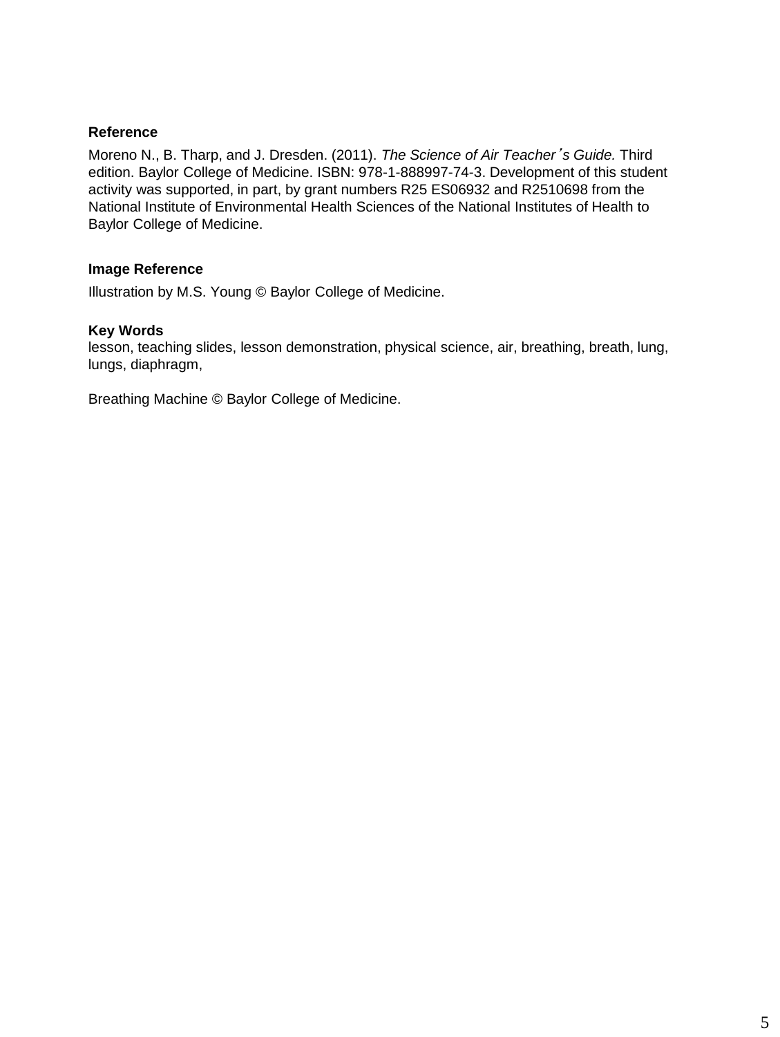**Reference**

Moreno N., B. Tharp, and J. Dresden. (2011). *The Science of Air Teacher's Guide.* Third edition. Baylor College of Medicine. ISBN: 978-1-888997-74-3. Development of this student activity was supported, in part, by grant numbers R25 ES06932 and R2510698 from the National Institute of Environmental Health Sciences of the National Institutes of Health to Baylor College of Medicine.

**Image Reference**

Illustration by M.S. Young © Baylor College of Medicine.

**Key Words**

lesson, teaching slides, lesson demonstration, physical science, air, breathing, breath, lung, lungs, diaphragm,

Breathing Machine © Baylor College of Medicine.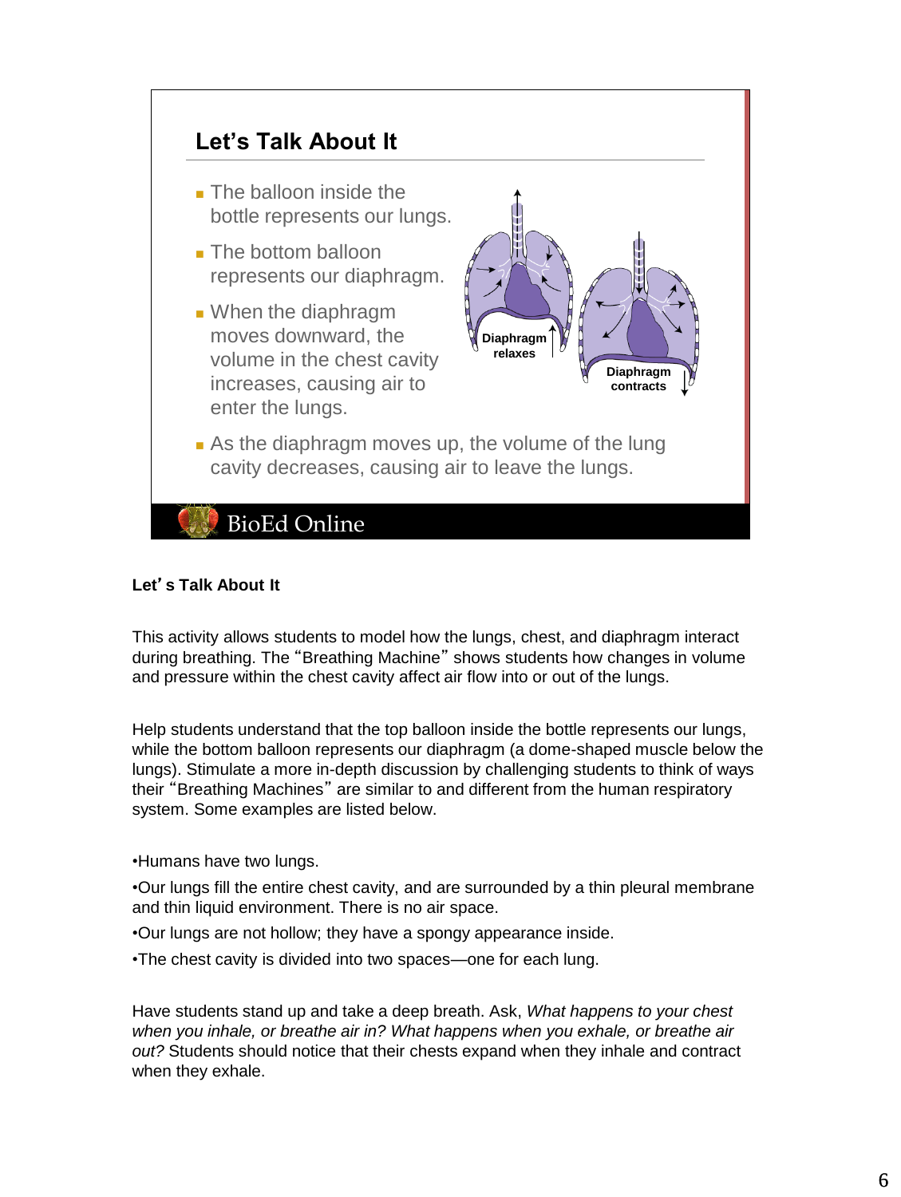## Let's Talk About It

- The balloon inside the bottle represents our lungs.
- The bottom balloon represents our diaphragm.
- When the diaphragm moves downward, the volume in the chest cavity increases, causing air to enter the lungs.
- As the diaphragm moves up, the volume of the lung cavity decreases, causing air to leave the lungs.

Diaphragm relaxes

Diaphragm contracts

BioEd Online

**Let's Talk About It**

This activity allows students to model how the lungs, chest, and diaphragm interact during breathing. The "Breathing Machine" shows students how changes in volume and pressure within the chest cavity affect air flow into or out of the lungs.

Help students understand that the top balloon inside the bottle represents our lungs, while the bottom balloon represents our diaphragm (a dome-shaped muscle below the lungs). Stimulate a more in-depth discussion by challenging students to think of ways their "Breathing Machines" are similar to and different from the human respiratory system. Some examples are listed below.

•Humans have two lungs.

•Our lungs fill the entire chest cavity, and are surrounded by a thin pleural membrane and thin liquid environment. There is no air space.

•Our lungs are not hollow; they have a spongy appearance inside.

•The chest cavity is divided into two spaces—one for each lung.

Have students stand up and take a deep breath. Ask, *What happens to your chest when you inhale, or breathe air in? What happens when you exhale, or breathe air out?* Students should notice that their chests expand when they inhale and contract when they exhale.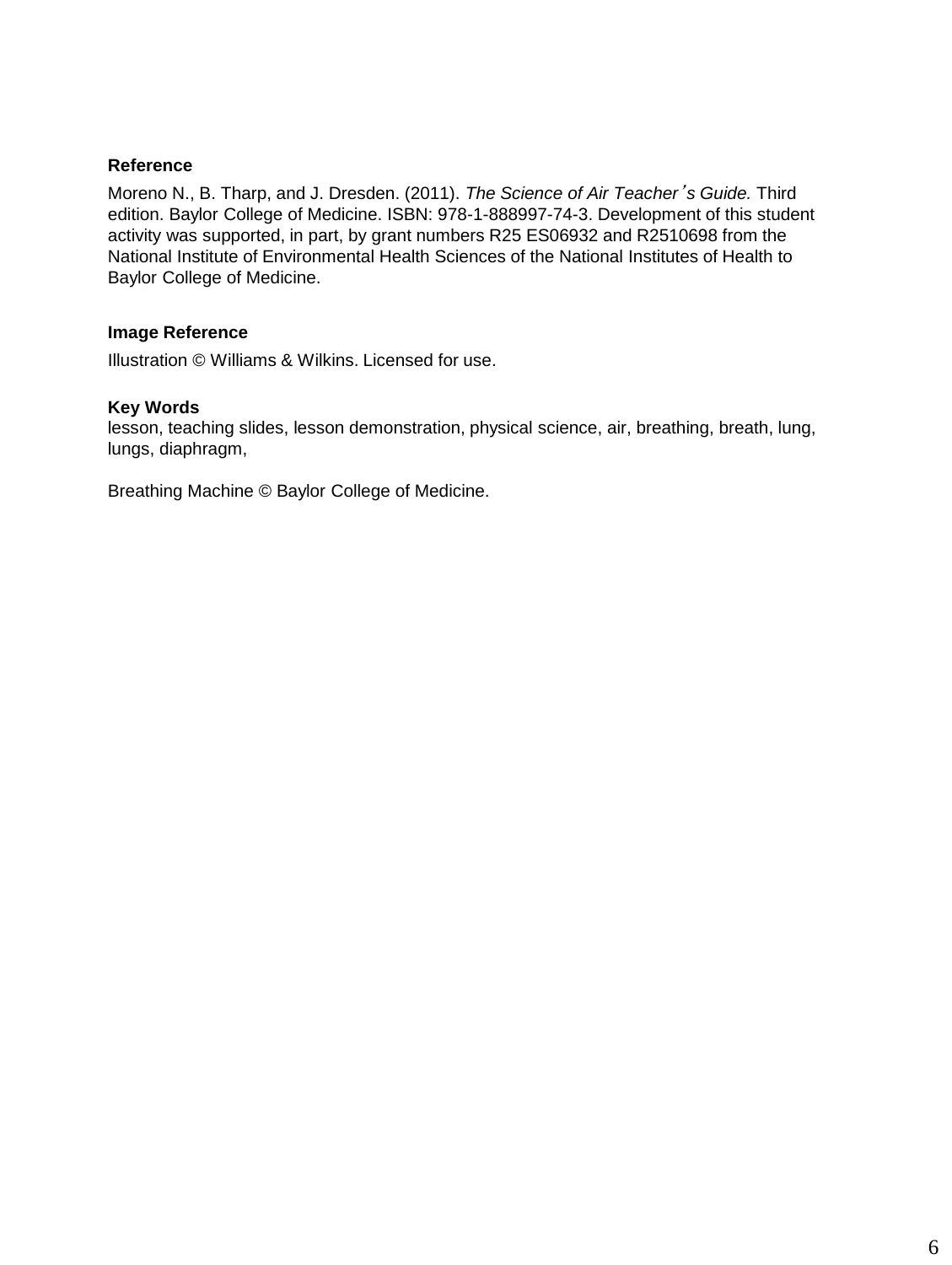**Reference**

Moreno N., B. Tharp, and J. Dresden. (2011). *The Science of Air Teacher's Guide.* Third edition. Baylor College of Medicine. ISBN: 978-1-888997-74-3. Development of this student activity was supported, in part, by grant numbers R25 ES06932 and R2510698 from the National Institute of Environmental Health Sciences of the National Institutes of Health to Baylor College of Medicine.

**Image Reference**

Illustration © Williams & Wilkins. Licensed for use.

**Key Words**

lesson, teaching slides, lesson demonstration, physical science, air, breathing, breath, lung, lungs, diaphragm,

Breathing Machine © Baylor College of Medicine.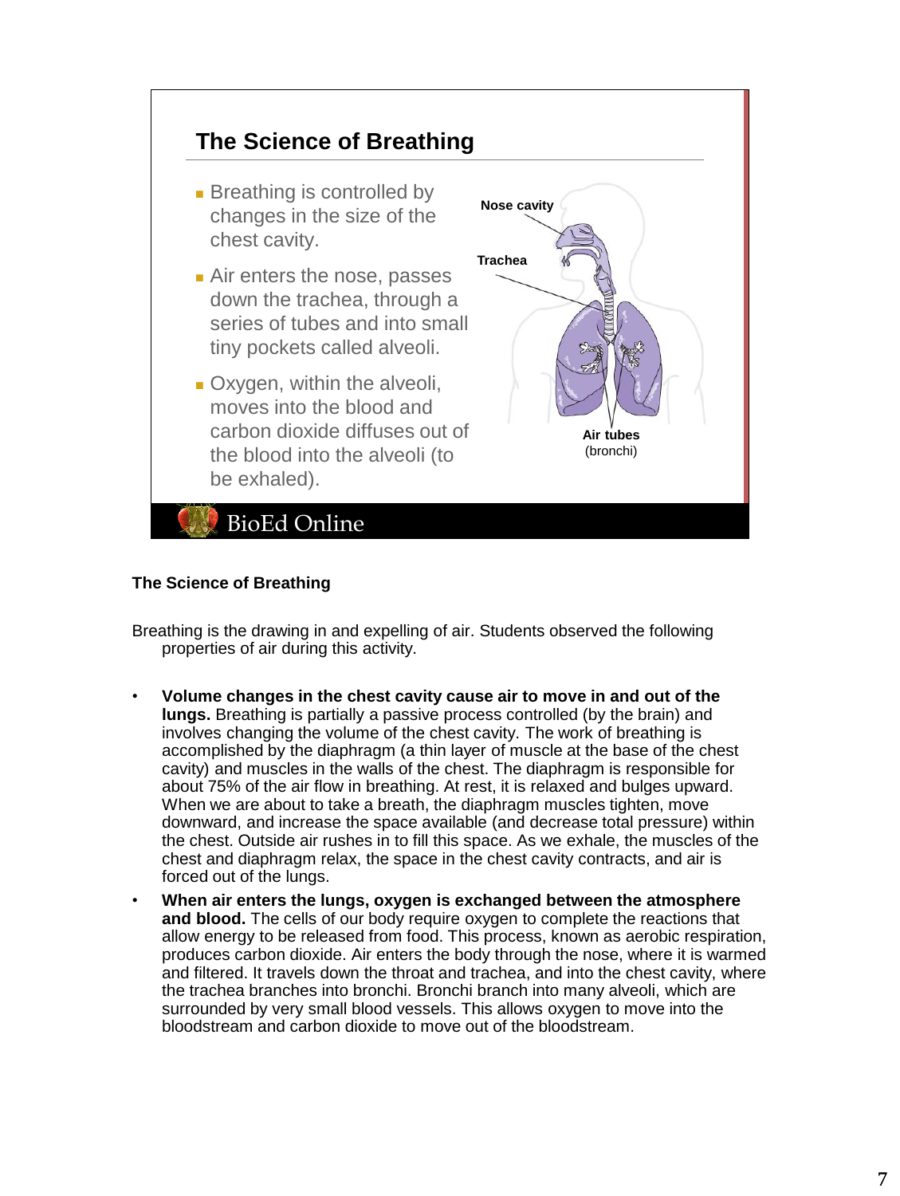## The Science of Breathing

- Breathing is controlled by changes in the size of the chest cavity.
- Air enters the nose, passes down the trachea, through a series of tubes and into small tiny pockets called alveoli.
- Oxygen, within the alveoli, moves into the blood and carbon dioxide diffuses out of the blood into the alveoli (to be exhaled).

Nose cavity

Trachea

Air tubes (bronchi)

BioEd Online

**The Science of Breathing**

Breathing is the drawing in and expelling of air. Students observed the following properties of air during this activity.

- **Volume changes in the chest cavity cause air to move in and out of the lungs.** Breathing is partially a passive process controlled (by the brain) and involves changing the volume of the chest cavity. The work of breathing is accomplished by the diaphragm (a thin layer of muscle at the base of the chest cavity) and muscles in the walls of the chest. The diaphragm is responsible for about 75% of the air flow in breathing. At rest, it is relaxed and bulges upward. When we are about to take a breath, the diaphragm muscles tighten, move downward, and increase the space available (and decrease total pressure) within the chest. Outside air rushes in to fill this space. As we exhale, the muscles of the chest and diaphragm relax, the space in the chest cavity contracts, and air is forced out of the lungs.
- **When air enters the lungs, oxygen is exchanged between the atmosphere and blood.** The cells of our body require oxygen to complete the reactions that allow energy to be released from food. This process, known as aerobic respiration, produces carbon dioxide. Air enters the body through the nose, where it is warmed and filtered. It travels down the throat and trachea, and into the chest cavity, where the trachea branches into bronchi. Bronchi branch into many alveoli, which are surrounded by very small blood vessels. This allows oxygen to move into the bloodstream and carbon dioxide to move out of the bloodstream.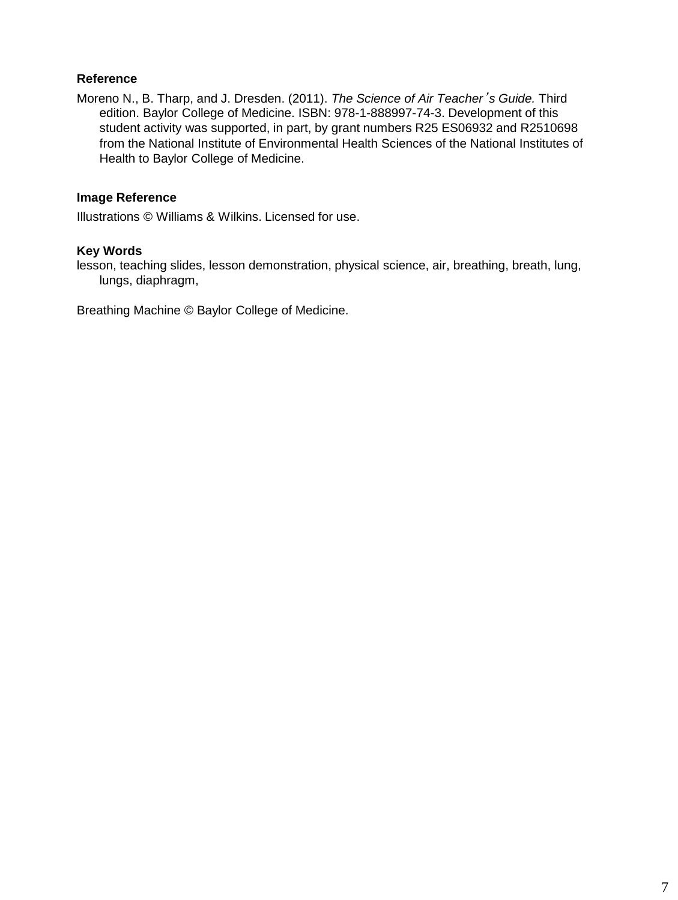**Reference**

Moreno N., B. Tharp, and J. Dresden. (2011). *The Science of Air Teacher's Guide.* Third edition. Baylor College of Medicine. ISBN: 978-1-888997-74-3. Development of this student activity was supported, in part, by grant numbers R25 ES06932 and R2510698 from the National Institute of Environmental Health Sciences of the National Institutes of Health to Baylor College of Medicine.

**Image Reference**

Illustrations © Williams & Wilkins. Licensed for use.

**Key Words**

lesson, teaching slides, lesson demonstration, physical science, air, breathing, breath, lung, lungs, diaphragm,

Breathing Machine © Baylor College of Medicine.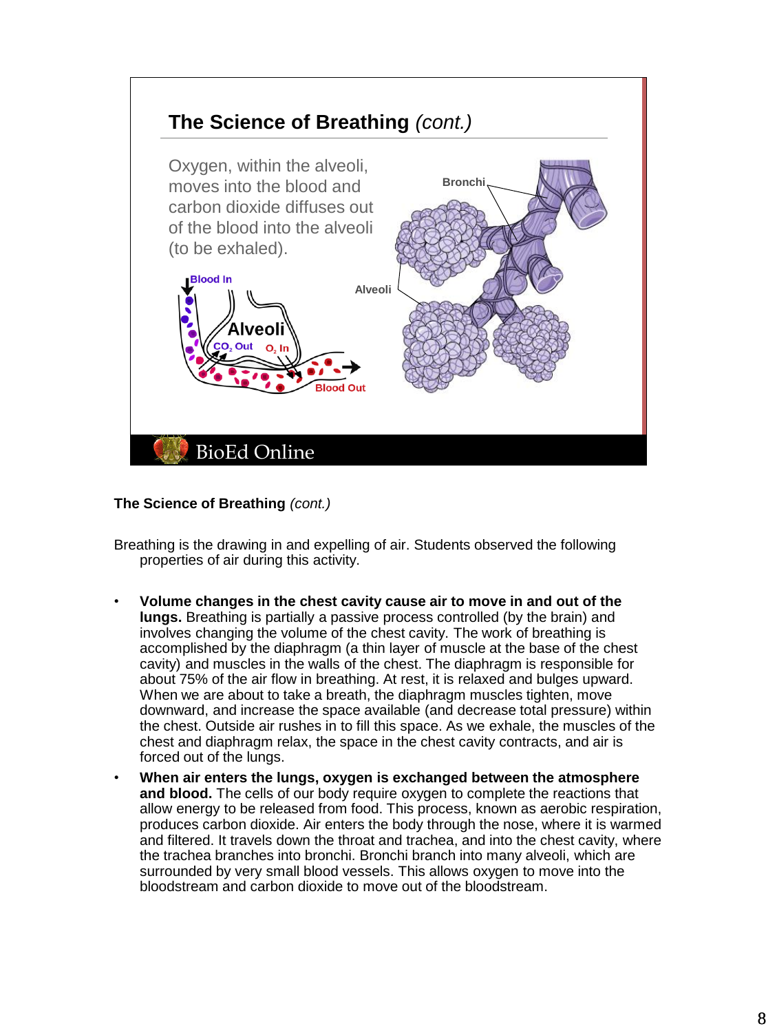## The Science of Breathing *(cont.)*

Oxygen, within the alveoli, moves into the blood and carbon dioxide diffuses out of the blood into the alveoli (to be exhaled).

Blood In

Alveoli

$CO_2$ Out $O_2$ In

Blood Out

Bronchi

Alveoli

BioEd Online

### The Science of Breathing *(cont.)*

Breathing is the drawing in and expelling of air. Students observed the following properties of air during this activity.

- **Volume changes in the chest cavity cause air to move in and out of the lungs.** Breathing is partially a passive process controlled (by the brain) and involves changing the volume of the chest cavity. The work of breathing is accomplished by the diaphragm (a thin layer of muscle at the base of the chest cavity) and muscles in the walls of the chest. The diaphragm is responsible for about 75% of the air flow in breathing. At rest, it is relaxed and bulges upward. When we are about to take a breath, the diaphragm muscles tighten, move downward, and increase the space available (and decrease total pressure) within the chest. Outside air rushes in to fill this space. As we exhale, the muscles of the chest and diaphragm relax, the space in the chest cavity contracts, and air is forced out of the lungs.
- **When air enters the lungs, oxygen is exchanged between the atmosphere and blood.** The cells of our body require oxygen to complete the reactions that allow energy to be released from food. This process, known as aerobic respiration, produces carbon dioxide. Air enters the body through the nose, where it is warmed and filtered. It travels down the throat and trachea, and into the chest cavity, where the trachea branches into bronchi. Bronchi branch into many alveoli, which are surrounded by very small blood vessels. This allows oxygen to move into the bloodstream and carbon dioxide to move out of the bloodstream.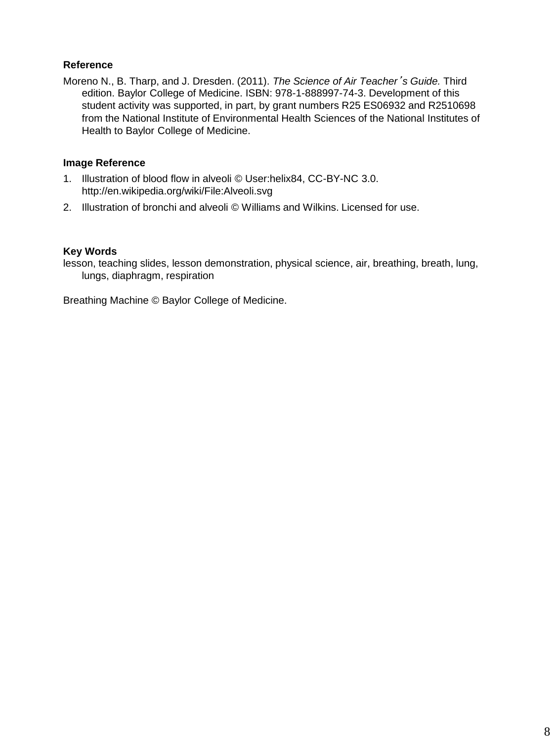**Reference**

Moreno N., B. Tharp, and J. Dresden. (2011). *The Science of Air Teacher's Guide.* Third edition. Baylor College of Medicine. ISBN: 978-1-888997-74-3. Development of this student activity was supported, in part, by grant numbers R25 ES06932 and R2510698 from the National Institute of Environmental Health Sciences of the National Institutes of Health to Baylor College of Medicine.

**Image Reference**

1. Illustration of blood flow in alveoli © User:helix84, CC-BY-NC 3.0. http://en.wikipedia.org/wiki/File:Alveoli.svg
2. Illustration of bronchi and alveoli © Williams and Wilkins. Licensed for use.

**Key Words**

lesson, teaching slides, lesson demonstration, physical science, air, breathing, breath, lung, lungs, diaphragm, respiration

Breathing Machine © Baylor College of Medicine.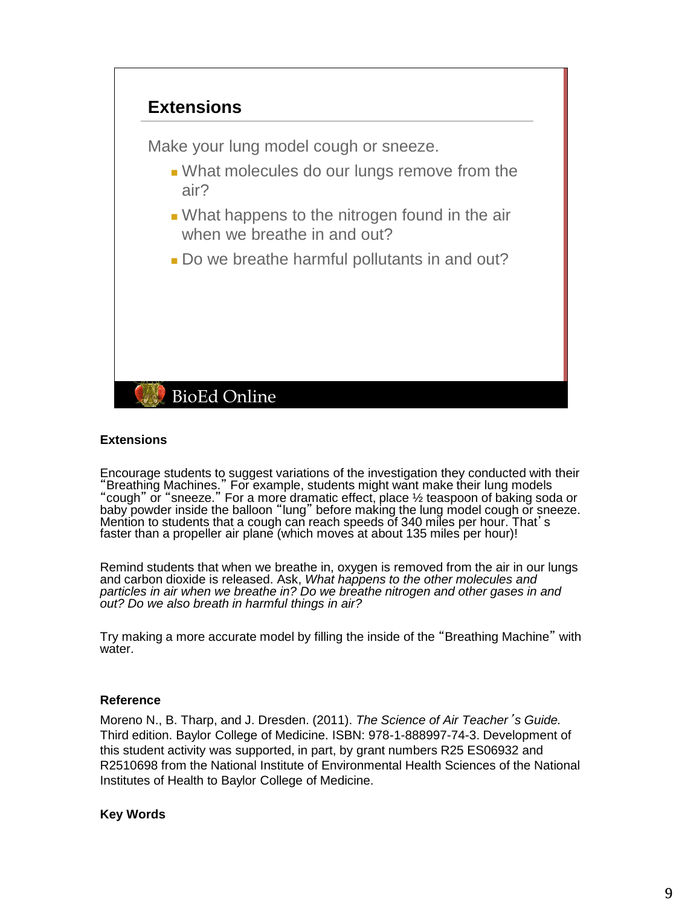## Extensions

Make your lung model cough or sneeze.

- What molecules do our lungs remove from the air?
- What happens to the nitrogen found in the air when we breathe in and out?
- Do we breathe harmful pollutants in and out?

BioEd Online

### Extensions

Encourage students to suggest variations of the investigation they conducted with their "Breathing Machines." For example, students might want make their lung models "cough" or "sneeze." For a more dramatic effect, place ½ teaspoon of baking soda or baby powder inside the balloon "lung" before making the lung model cough or sneeze. Mention to students that a cough can reach speeds of 340 miles per hour. That's faster than a propeller air plane (which moves at about 135 miles per hour)!

Remind students that when we breathe in, oxygen is removed from the air in our lungs and carbon dioxide is released. Ask, *What happens to the other molecules and particles in air when we breathe in? Do we breathe nitrogen and other gases in and out? Do we also breath in harmful things in air?*

Try making a more accurate model by filling the inside of the "Breathing Machine" with water.

### Reference

Moreno N., B. Tharp, and J. Dresden. (2011). *The Science of Air Teacher's Guide.* Third edition. Baylor College of Medicine. ISBN: 978-1-888997-74-3. Development of this student activity was supported, in part, by grant numbers R25 ES06932 and R2510698 from the National Institute of Environmental Health Sciences of the National Institutes of Health to Baylor College of Medicine.

### Key Words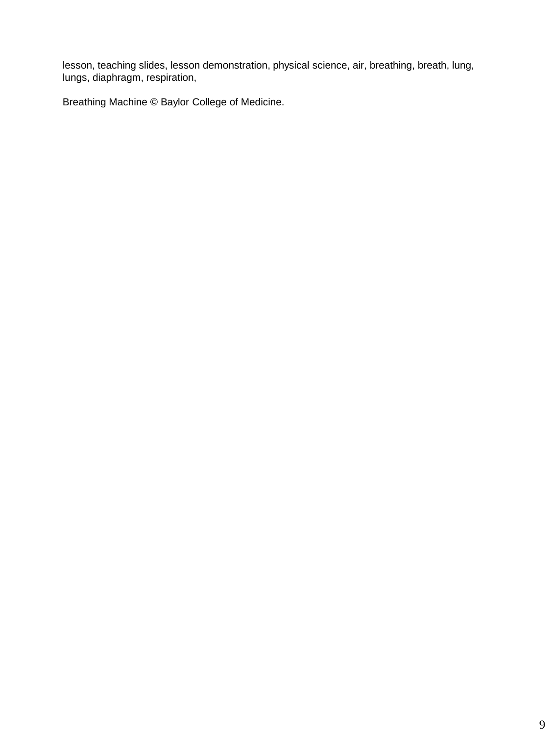lesson, teaching slides, lesson demonstration, physical science, air, breathing, breath, lung, lungs, diaphragm, respiration,

Breathing Machine © Baylor College of Medicine.